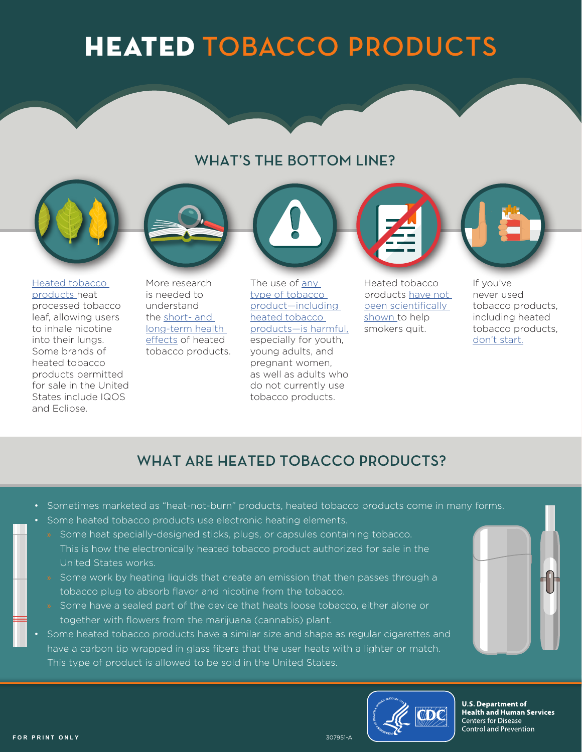# HEATED TOBACCO PRODUCTS

## WHAT'S THE BOTTOM LINE?

Heated tobacco products heat processed tobacco leaf, allowing users to inhale nicotine into their lungs. Some brands of heated tobacco products permitted for sale in the United States include IQOS and Eclipse.

More research is needed to understand the short- and long-term health effects of heated tobacco products.

The use of any type of tobacco product—including heated tobacco products—is harmful, especially for youth, young adults, and pregnant women, as well as adults who do not currently use tobacco products.

Heated tobacco products have not been scientifically shown to help smokers quit.

If you've never used tobacco products, including heated tobacco products, don't start.

## WHAT ARE HEATED TOBACCO PRODUCTS?

- Sometimes marketed as "heat-not-burn" products, heated tobacco products come in many forms.
- Some heated tobacco products use electronic heating elements.
  - Some heat specially-designed sticks, plugs, or capsules containing tobacco. This is how the electronically heated tobacco product authorized for sale in the United States works.
  - Some work by heating liquids that create an emission that then passes through a tobacco plug to absorb flavor and nicotine from the tobacco.
  - Some have a sealed part of the device that heats loose tobacco, either alone or together with flowers from the marijuana (cannabis) plant.
- Some heated tobacco products have a similar size and shape as regular cigarettes and have a carbon tip wrapped in glass fibers that the user heats with a lighter or match. This type of product is allowed to be sold in the United States.

FOR PRINT ONLY

307951-A

**U.S. Department of Health and Human Services**
Centers for Disease Control and Prevention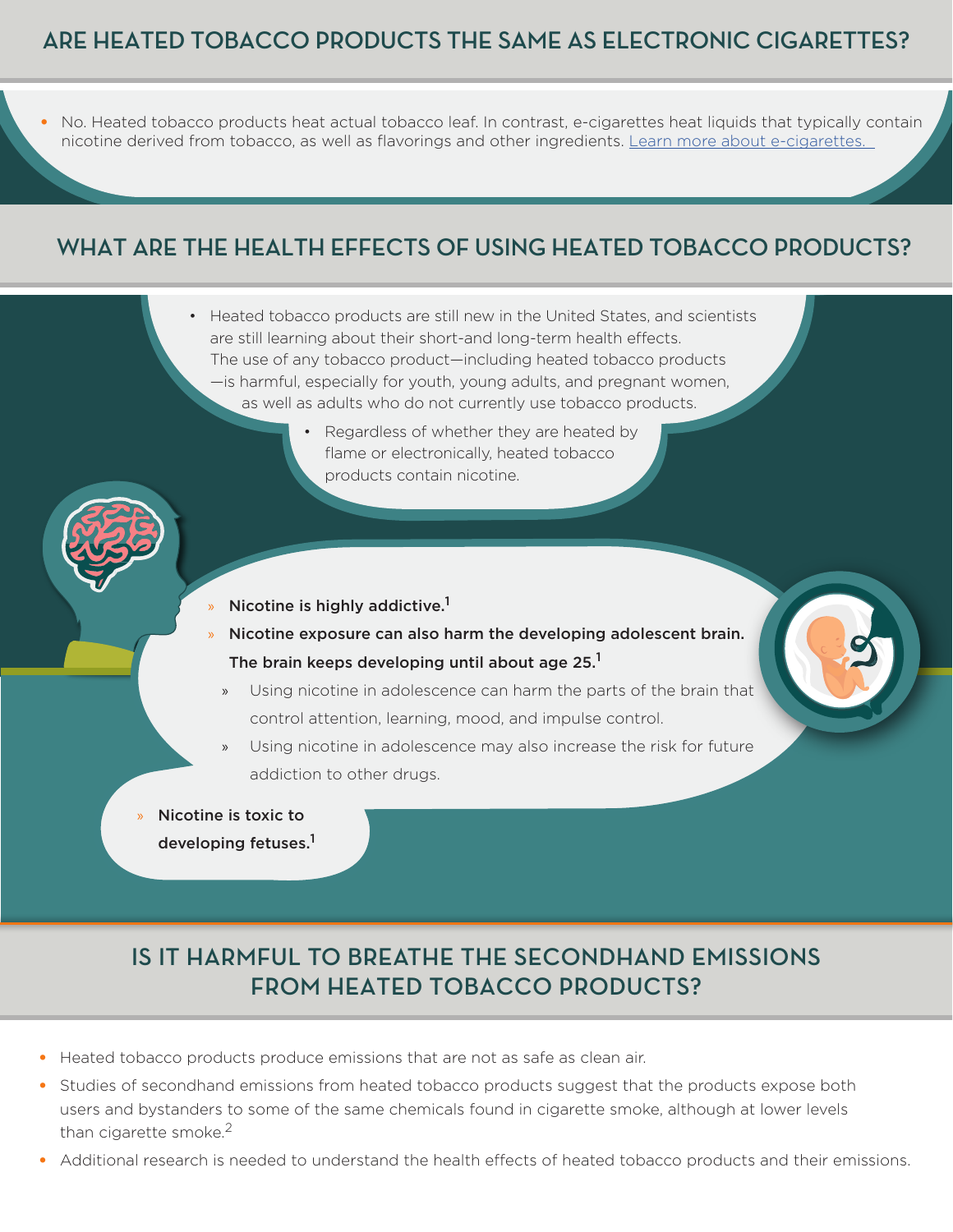## ARE HEATED TOBACCO PRODUCTS THE SAME AS ELECTRONIC CIGARETTES?

- No. Heated tobacco products heat actual tobacco leaf. In contrast, e-cigarettes heat liquids that typically contain nicotine derived from tobacco, as well as flavorings and other ingredients. [Learn more about e-cigarettes.]()

## WHAT ARE THE HEALTH EFFECTS OF USING HEATED TOBACCO PRODUCTS?

- Heated tobacco products are still new in the United States, and scientists are still learning about their short-and long-term health effects. The use of any tobacco product—including heated tobacco products —is harmful, especially for youth, young adults, and pregnant women, as well as adults who do not currently use tobacco products.
- Regardless of whether they are heated by flame or electronically, heated tobacco products contain nicotine.
  - **Nicotine is highly addictive.**[1]
  - **Nicotine exposure can also harm the developing adolescent brain. The brain keeps developing until about age 25.**[1]
    - Using nicotine in adolescence can harm the parts of the brain that control attention, learning, mood, and impulse control.
    - Using nicotine in adolescence may also increase the risk for future addiction to other drugs.
  - **Nicotine is toxic to developing fetuses.**[1]

## IS IT HARMFUL TO BREATHE THE SECONDHAND EMISSIONS FROM HEATED TOBACCO PRODUCTS?

- Heated tobacco products produce emissions that are not as safe as clean air.
- Studies of secondhand emissions from heated tobacco products suggest that the products expose both users and bystanders to some of the same chemicals found in cigarette smoke, although at lower levels than cigarette smoke.[2]
- Additional research is needed to understand the health effects of heated tobacco products and their emissions.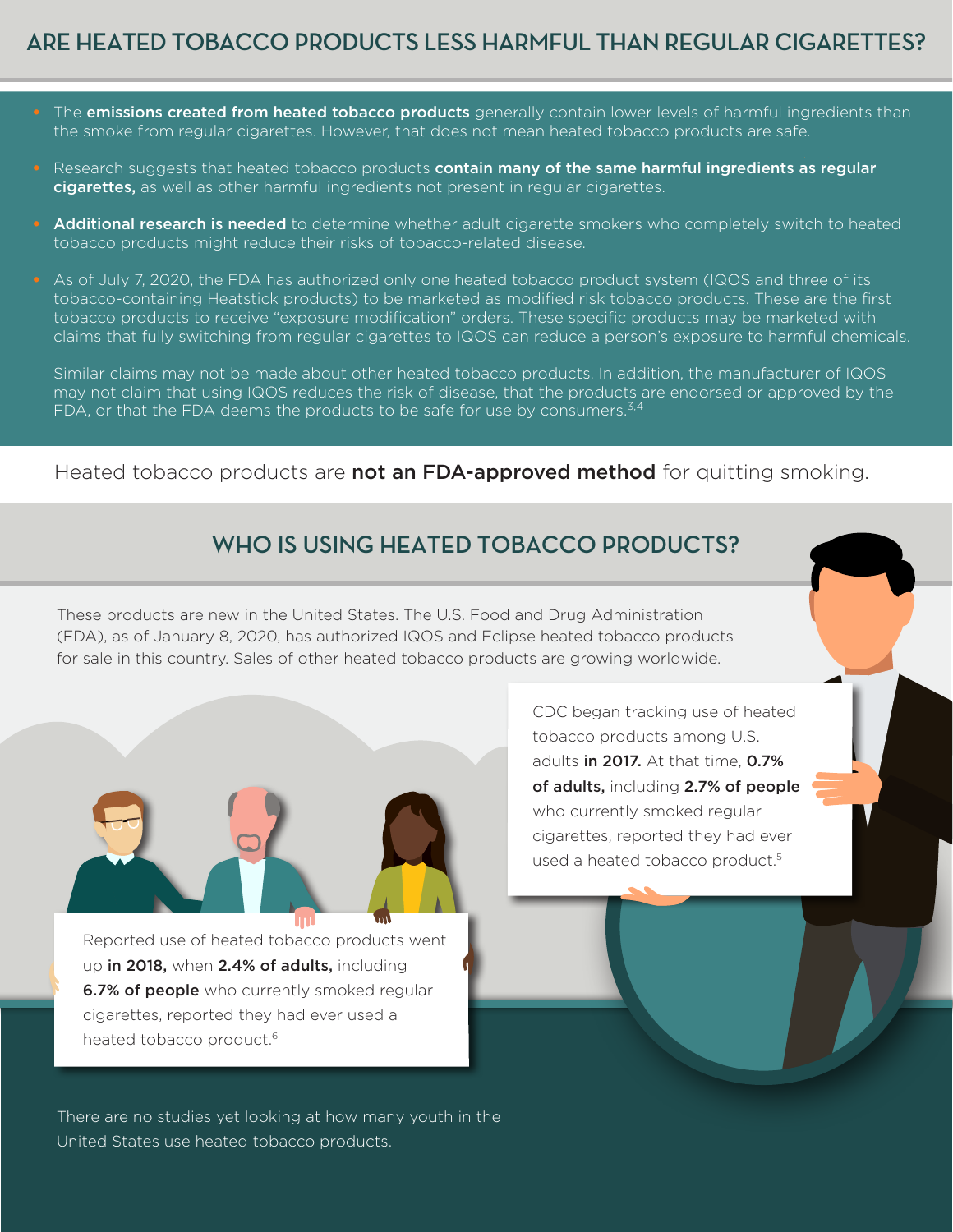## ARE HEATED TOBACCO PRODUCTS LESS HARMFUL THAN REGULAR CIGARETTES?

- The **emissions created from heated tobacco products** generally contain lower levels of harmful ingredients than the smoke from regular cigarettes. However, that does not mean heated tobacco products are safe.
- Research suggests that heated tobacco products **contain many of the same harmful ingredients as regular cigarettes,** as well as other harmful ingredients not present in regular cigarettes.
- **Additional research is needed** to determine whether adult cigarette smokers who completely switch to heated tobacco products might reduce their risks of tobacco-related disease.
- As of July 7, 2020, the FDA has authorized only one heated tobacco product system (IQOS and three of its tobacco-containing Heatstick products) to be marketed as modified risk tobacco products. These are the first tobacco products to receive "exposure modification" orders. These specific products may be marketed with claims that fully switching from regular cigarettes to IQOS can reduce a person's exposure to harmful chemicals.

  Similar claims may not be made about other heated tobacco products. In addition, the manufacturer of IQOS may not claim that using IQOS reduces the risk of disease, that the products are endorsed or approved by the FDA, or that the FDA deems the products to be safe for use by consumers.[3,4]

Heated tobacco products are **not an FDA-approved method** for quitting smoking.

## WHO IS USING HEATED TOBACCO PRODUCTS?

These products are new in the United States. The U.S. Food and Drug Administration (FDA), as of January 8, 2020, has authorized IQOS and Eclipse heated tobacco products for sale in this country. Sales of other heated tobacco products are growing worldwide.

CDC began tracking use of heated tobacco products among U.S. adults **in 2017.** At that time, **0.7% of adults,** including **2.7% of people** who currently smoked regular cigarettes, reported they had ever used a heated tobacco product.[5]

Reported use of heated tobacco products went up **in 2018,** when **2.4% of adults,** including **6.7% of people** who currently smoked regular cigarettes, reported they had ever used a heated tobacco product.[6]

There are no studies yet looking at how many youth in the United States use heated tobacco products.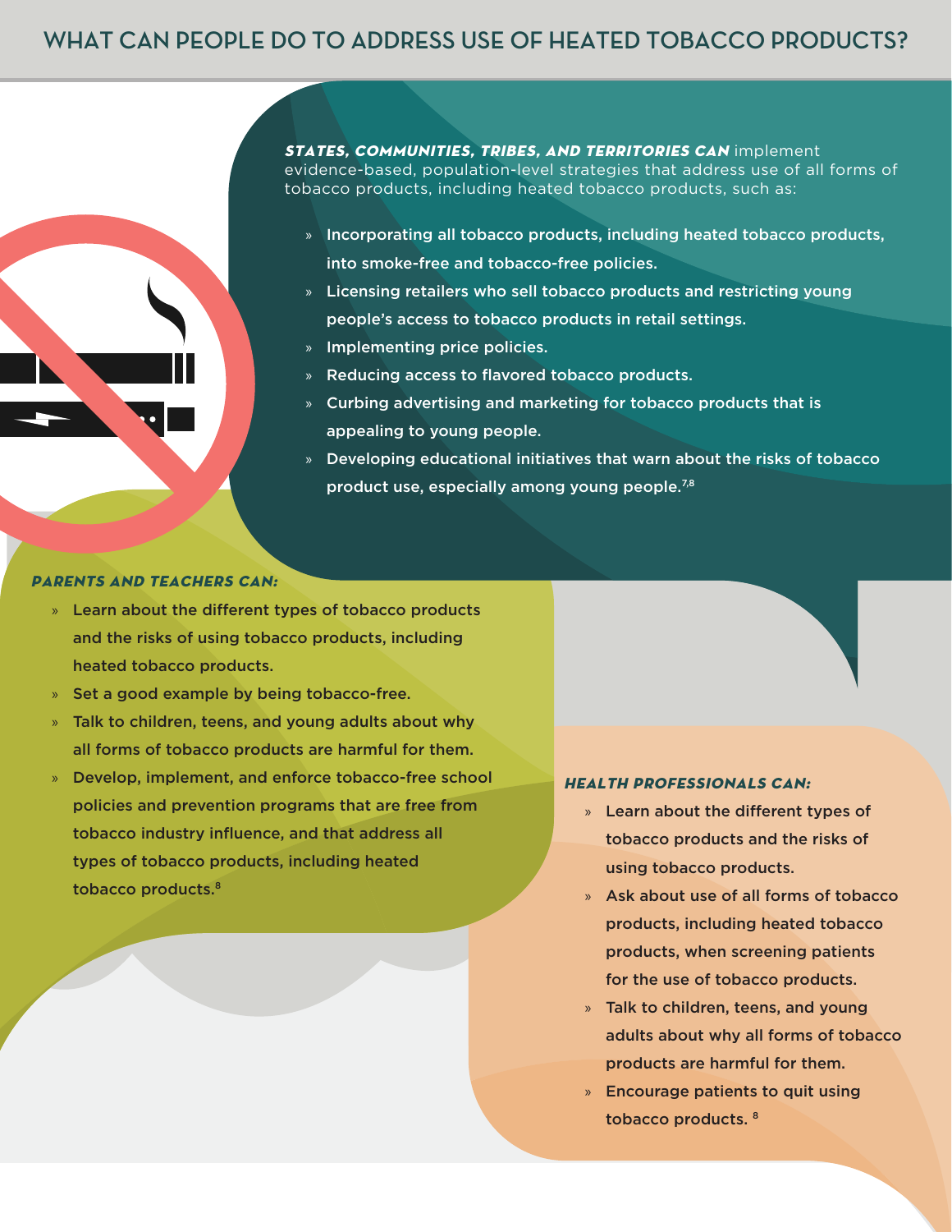# WHAT CAN PEOPLE DO TO ADDRESS USE OF HEATED TOBACCO PRODUCTS?

***STATES, COMMUNITIES, TRIBES, AND TERRITORIES CAN*** implement evidence-based, population-level strategies that address use of all forms of tobacco products, including heated tobacco products, such as:

- Incorporating all tobacco products, including heated tobacco products, into smoke-free and tobacco-free policies.
- Licensing retailers who sell tobacco products and restricting young people's access to tobacco products in retail settings.
- Implementing price policies.
- Reducing access to flavored tobacco products.
- Curbing advertising and marketing for tobacco products that is appealing to young people.
- Developing educational initiatives that warn about the risks of tobacco product use, especially among young people.[7,8]

***PARENTS AND TEACHERS CAN:***

- Learn about the different types of tobacco products and the risks of using tobacco products, including heated tobacco products.
- Set a good example by being tobacco-free.
- Talk to children, teens, and young adults about why all forms of tobacco products are harmful for them.
- Develop, implement, and enforce tobacco-free school policies and prevention programs that are free from tobacco industry influence, and that address all types of tobacco products, including heated tobacco products.[8]

***HEALTH PROFESSIONALS CAN:***

- Learn about the different types of tobacco products and the risks of using tobacco products.
- Ask about use of all forms of tobacco products, including heated tobacco products, when screening patients for the use of tobacco products.
- Talk to children, teens, and young adults about why all forms of tobacco products are harmful for them.
- Encourage patients to quit using tobacco products.[8]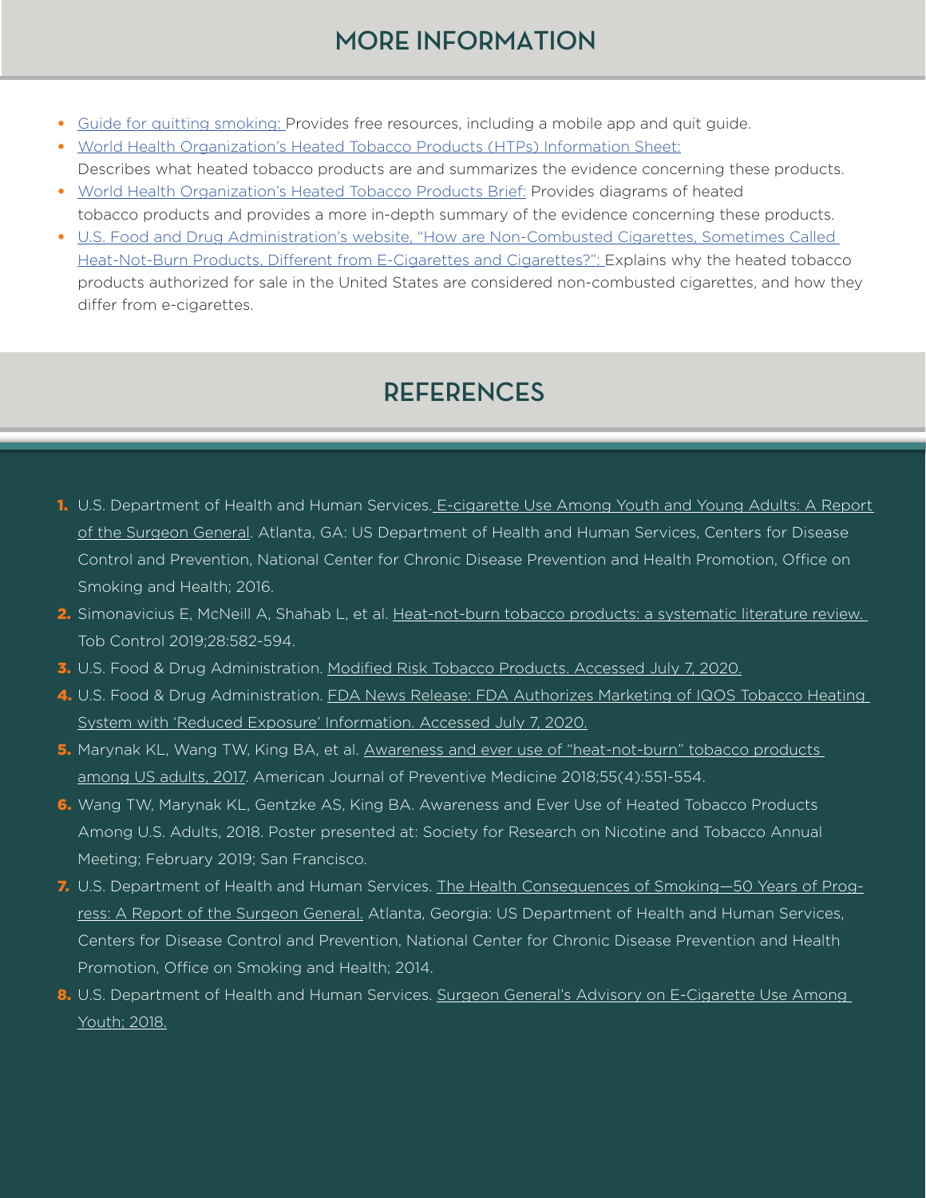## MORE INFORMATION

- Guide for quitting smoking: Provides free resources, including a mobile app and quit guide.
- World Health Organization's Heated Tobacco Products (HTPs) Information Sheet: Describes what heated tobacco products are and summarizes the evidence concerning these products.
- World Health Organization's Heated Tobacco Products Brief: Provides diagrams of heated tobacco products and provides a more in-depth summary of the evidence concerning these products.
- U.S. Food and Drug Administration's website, "How are Non-Combusted Cigarettes, Sometimes Called Heat-Not-Burn Products, Different from E-Cigarettes and Cigarettes?": Explains why the heated tobacco products authorized for sale in the United States are considered non-combusted cigarettes, and how they differ from e-cigarettes.

## REFERENCES

1. U.S. Department of Health and Human Services. E-cigarette Use Among Youth and Young Adults: A Report of the Surgeon General. Atlanta, GA: US Department of Health and Human Services, Centers for Disease Control and Prevention, National Center for Chronic Disease Prevention and Health Promotion, Office on Smoking and Health; 2016.
2. Simonavicius E, McNeill A, Shahab L, et al. Heat-not-burn tobacco products: a systematic literature review. Tob Control 2019;28:582-594.
3. U.S. Food & Drug Administration. Modified Risk Tobacco Products. Accessed July 7, 2020.
4. U.S. Food & Drug Administration. FDA News Release: FDA Authorizes Marketing of IQOS Tobacco Heating System with 'Reduced Exposure' Information. Accessed July 7, 2020.
5. Marynak KL, Wang TW, King BA, et al. Awareness and ever use of "heat-not-burn" tobacco products among US adults, 2017. American Journal of Preventive Medicine 2018;55(4):551-554.
6. Wang TW, Marynak KL, Gentzke AS, King BA. Awareness and Ever Use of Heated Tobacco Products Among U.S. Adults, 2018. Poster presented at: Society for Research on Nicotine and Tobacco Annual Meeting; February 2019; San Francisco.
7. U.S. Department of Health and Human Services. The Health Consequences of Smoking—50 Years of Progress: A Report of the Surgeon General. Atlanta, Georgia: US Department of Health and Human Services, Centers for Disease Control and Prevention, National Center for Chronic Disease Prevention and Health Promotion, Office on Smoking and Health; 2014.
8. U.S. Department of Health and Human Services. Surgeon General's Advisory on E-Cigarette Use Among Youth; 2018.